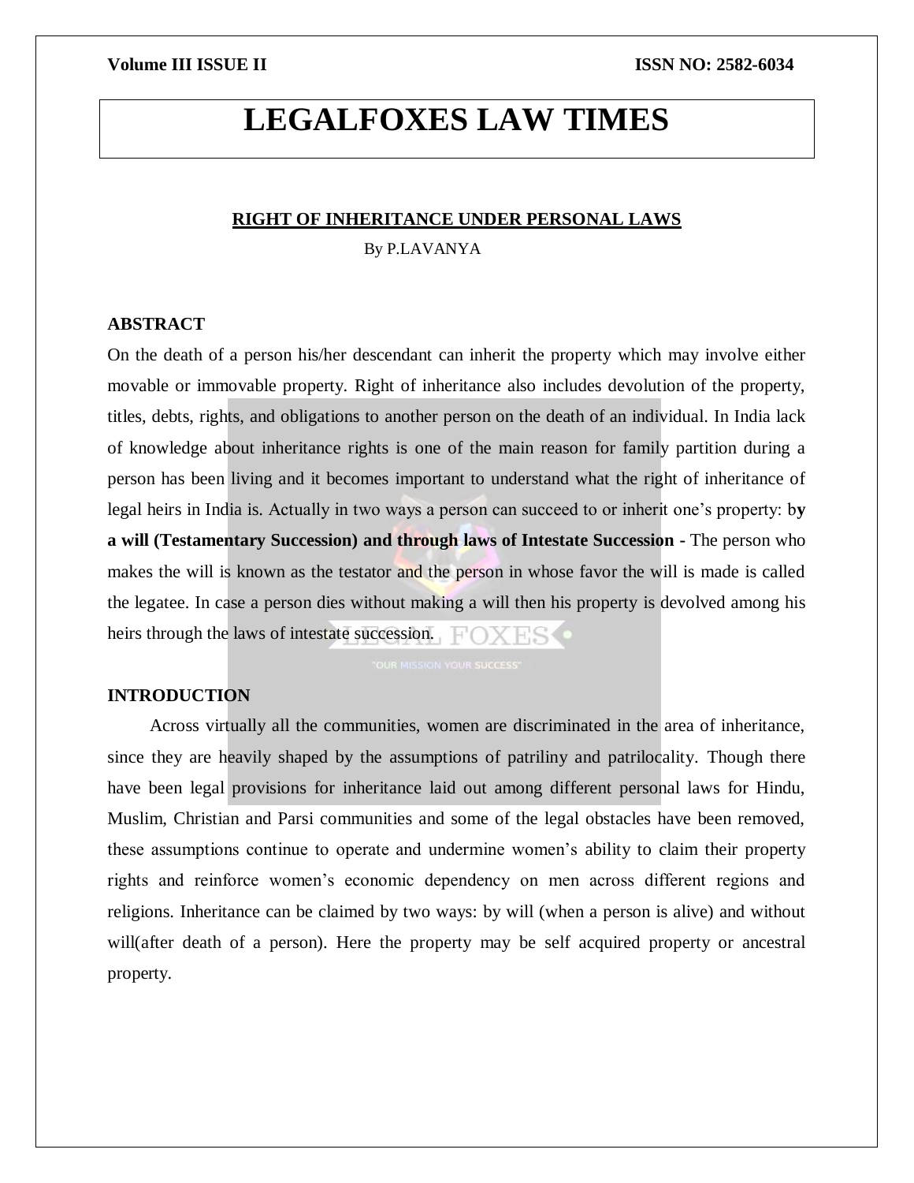# LEGALFOXES LAW TIMES

## RIGHT OF INHERITANCE UNDER PERSONAL LAWS

By P.LAVANYA

### ABSTRACT

On the death of a person his/her descendant can inherit the property which may involve either movable or immovable property. Right of inheritance also includes devolution of the property, titles, debts, rights, and obligations to another person on the death of an individual. In India lack of knowledge about inheritance rights is one of the main reason for family partition during a person has been living and it becomes important to understand what the right of inheritance of legal heirs in India is. Actually in two ways a person can succeed to or inherit one's property: b**y a will (Testamentary Succession) and through laws of Intestate Succession -** The person who makes the will is known as the testator and the person in whose favor the will is made is called the legatee. In case a person dies without making a will then his property is devolved among his heirs through the laws of intestate succession.

### INTRODUCTION

Across virtually all the communities, women are discriminated in the area of inheritance, since they are heavily shaped by the assumptions of patriliny and patrilocality. Though there have been legal provisions for inheritance laid out among different personal laws for Hindu, Muslim, Christian and Parsi communities and some of the legal obstacles have been removed, these assumptions continue to operate and undermine women's ability to claim their property rights and reinforce women's economic dependency on men across different regions and religions. Inheritance can be claimed by two ways: by will (when a person is alive) and without will(after death of a person). Here the property may be self acquired property or ancestral property.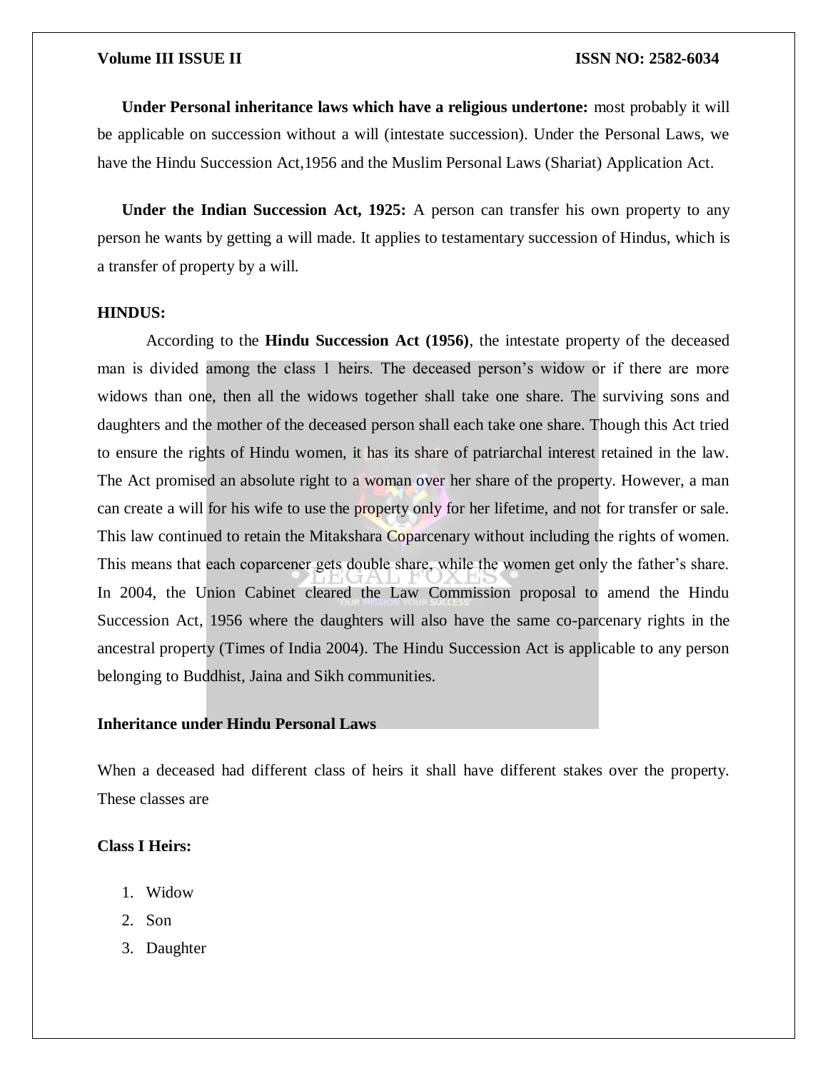**Under Personal inheritance laws which have a religious undertone:** most probably it will be applicable on succession without a will (intestate succession). Under the Personal Laws, we have the Hindu Succession Act,1956 and the Muslim Personal Laws (Shariat) Application Act.

**Under the Indian Succession Act, 1925:** A person can transfer his own property to any person he wants by getting a will made. It applies to testamentary succession of Hindus, which is a transfer of property by a will.

**HINDUS:**

According to the **Hindu Succession Act (1956)**, the intestate property of the deceased man is divided among the class 1 heirs. The deceased person's widow or if there are more widows than one, then all the widows together shall take one share. The surviving sons and daughters and the mother of the deceased person shall each take one share. Though this Act tried to ensure the rights of Hindu women, it has its share of patriarchal interest retained in the law. The Act promised an absolute right to a woman over her share of the property. However, a man can create a will for his wife to use the property only for her lifetime, and not for transfer or sale. This law continued to retain the Mitakshara Coparcenary without including the rights of women. This means that each coparcener gets double share, while the women get only the father's share. In 2004, the Union Cabinet cleared the Law Commission proposal to amend the Hindu Succession Act, 1956 where the daughters will also have the same co-parcenary rights in the ancestral property (Times of India 2004). The Hindu Succession Act is applicable to any person belonging to Buddhist, Jaina and Sikh communities.

**Inheritance under Hindu Personal Laws**

When a deceased had different class of heirs it shall have different stakes over the property. These classes are

**Class I Heirs:**

1. Widow
2. Son
3. Daughter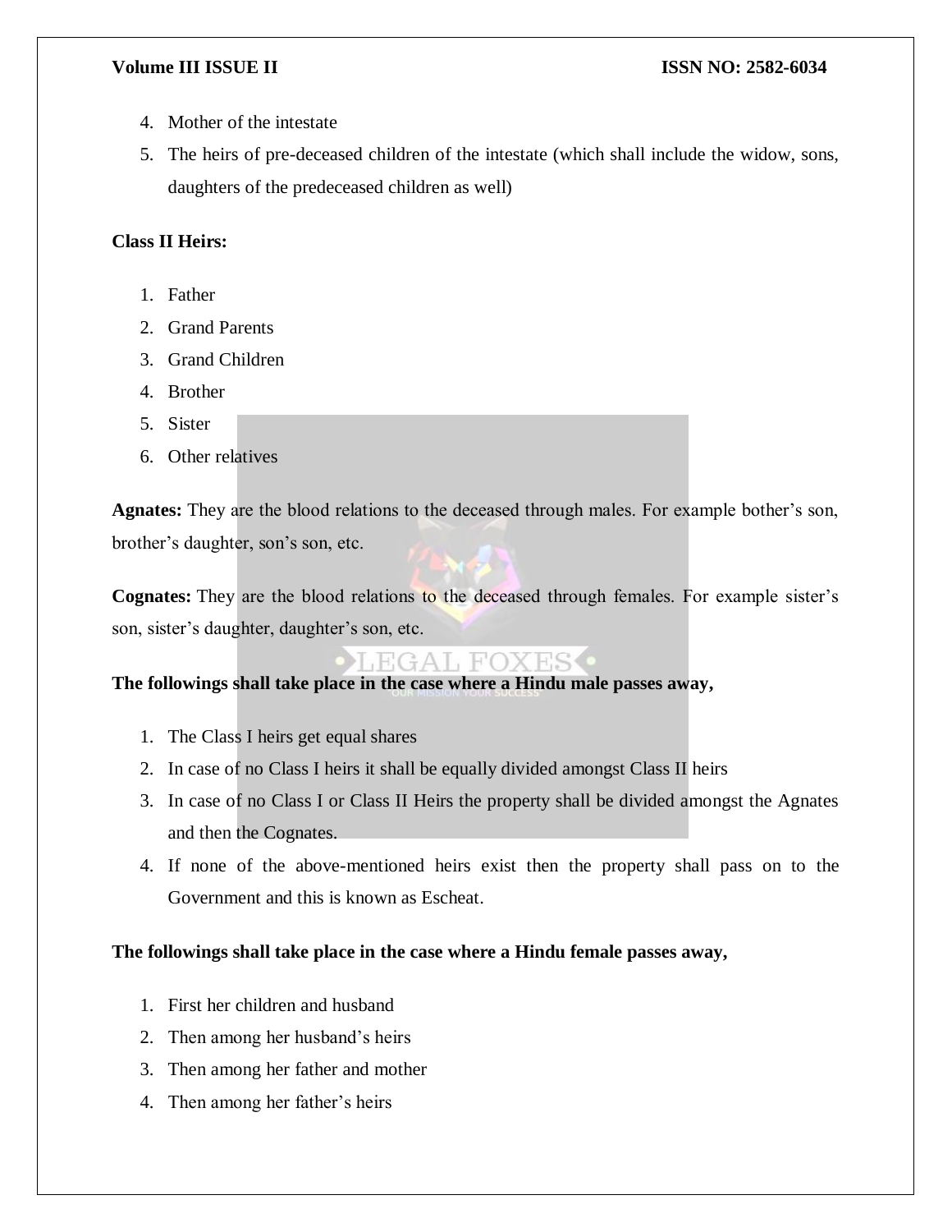4. Mother of the intestate
5. The heirs of pre-deceased children of the intestate (which shall include the widow, sons, daughters of the predeceased children as well)

**Class II Heirs:**

1. Father
2. Grand Parents
3. Grand Children
4. Brother
5. Sister
6. Other relatives

**Agnates:** They are the blood relations to the deceased through males. For example bother's son, brother's daughter, son's son, etc.

**Cognates:** They are the blood relations to the deceased through females. For example sister's son, sister's daughter, daughter's son, etc.

**The followings shall take place in the case where a Hindu male passes away,**

1. The Class I heirs get equal shares
2. In case of no Class I heirs it shall be equally divided amongst Class II heirs
3. In case of no Class I or Class II Heirs the property shall be divided amongst the Agnates and then the Cognates.
4. If none of the above-mentioned heirs exist then the property shall pass on to the Government and this is known as Escheat.

**The followings shall take place in the case where a Hindu female passes away,**

1. First her children and husband
2. Then among her husband's heirs
3. Then among her father and mother
4. Then among her father's heirs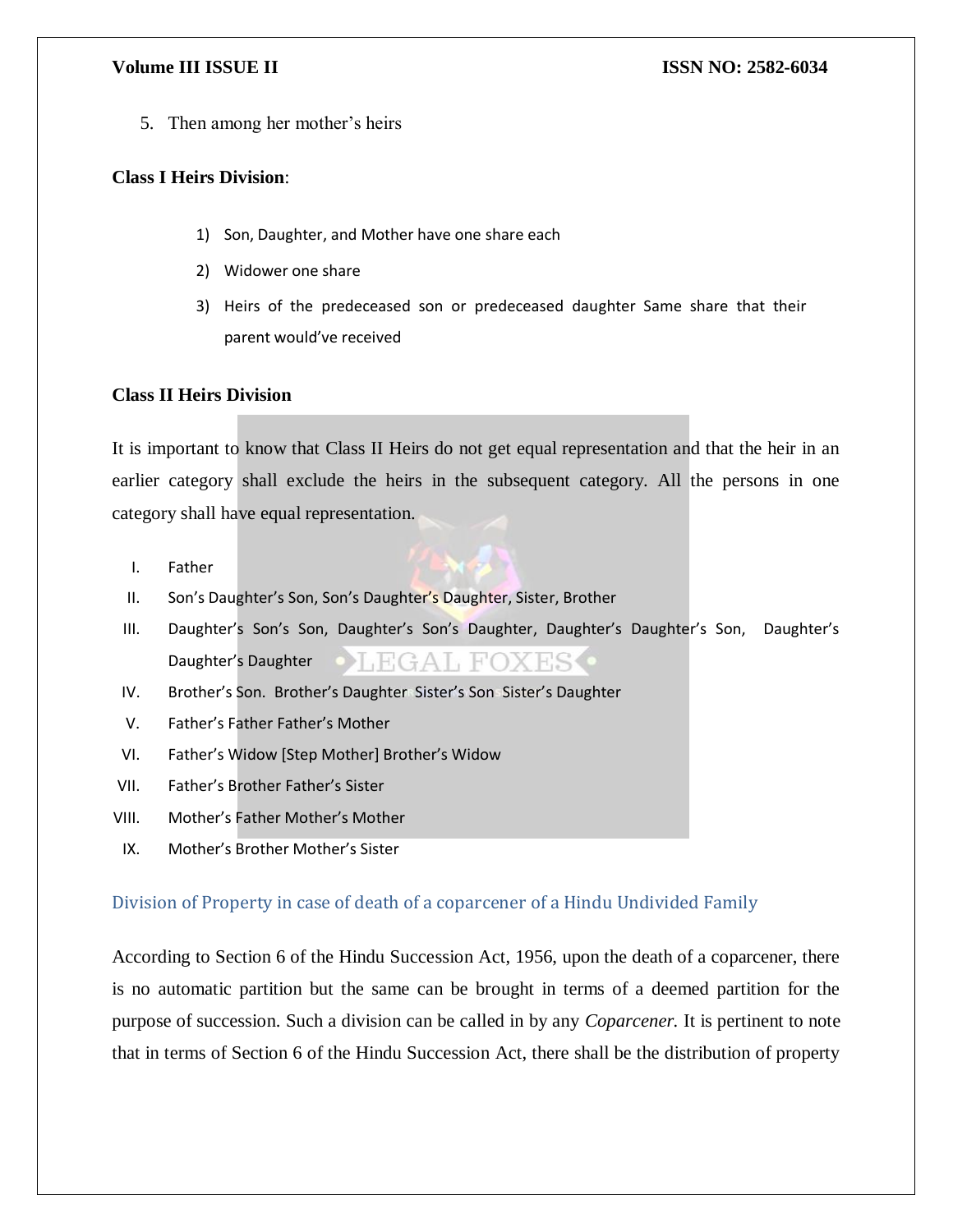5. Then among her mother's heirs

**Class I Heirs Division**:

1) Son, Daughter, and Mother have one share each
2) Widower one share
3) Heirs of the predeceased son or predeceased daughter Same share that their parent would've received

**Class II Heirs Division**

It is important to know that Class II Heirs do not get equal representation and that the heir in an earlier category shall exclude the heirs in the subsequent category. All the persons in one category shall have equal representation.

I. Father
II. Son's Daughter's Son, Son's Daughter's Daughter, Sister, Brother
III. Daughter's Son's Son, Daughter's Son's Daughter, Daughter's Daughter's Son, Daughter's Daughter's Daughter
IV. Brother's Son. Brother's Daughter Sister's Son Sister's Daughter
V. Father's Father Father's Mother
VI. Father's Widow [Step Mother] Brother's Widow
VII. Father's Brother Father's Sister
VIII. Mother's Father Mother's Mother
IX. Mother's Brother Mother's Sister

## Division of Property in case of death of a coparcener of a Hindu Undivided Family

According to Section 6 of the Hindu Succession Act, 1956, upon the death of a coparcener, there is no automatic partition but the same can be brought in terms of a deemed partition for the purpose of succession. Such a division can be called in by any *Coparcener.* It is pertinent to note that in terms of Section 6 of the Hindu Succession Act, there shall be the distribution of property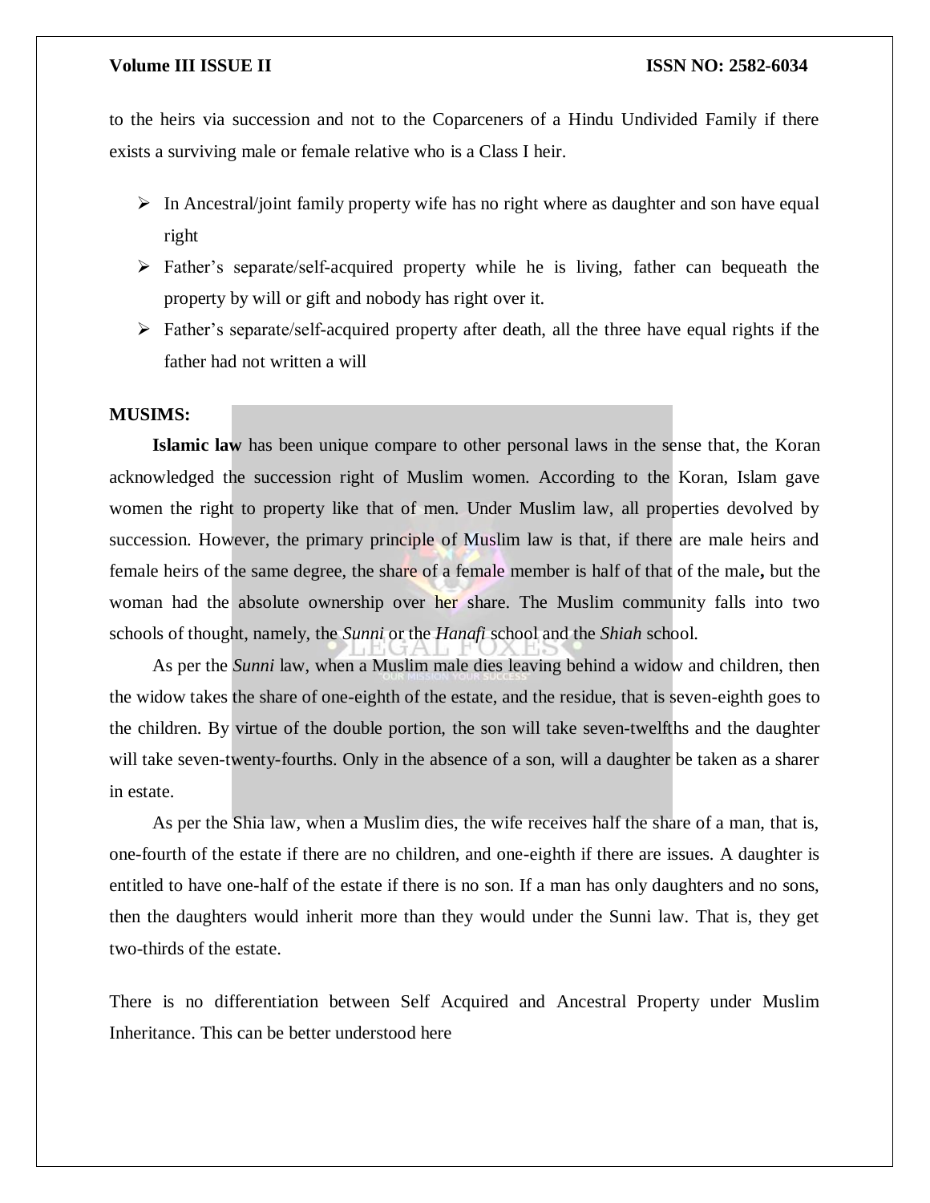to the heirs via succession and not to the Coparceners of a Hindu Undivided Family if there exists a surviving male or female relative who is a Class I heir.

- In Ancestral/joint family property wife has no right where as daughter and son have equal right
- Father's separate/self-acquired property while he is living, father can bequeath the property by will or gift and nobody has right over it.
- Father's separate/self-acquired property after death, all the three have equal rights if the father had not written a will

**MUSIMS:**

**Islamic law** has been unique compare to other personal laws in the sense that, the Koran acknowledged the succession right of Muslim women. According to the Koran, Islam gave women the right to property like that of men. Under Muslim law, all properties devolved by succession. However, the primary principle of Muslim law is that, if there are male heirs and female heirs of the same degree, the share of a female member is half of that of the male**,** but the woman had the absolute ownership over her share. The Muslim community falls into two schools of thought, namely, the *Sunni* or the *Hanafi* school and the *Shiah* school.

As per the *Sunni* law, when a Muslim male dies leaving behind a widow and children, then the widow takes the share of one-eighth of the estate, and the residue, that is seven-eighth goes to the children. By virtue of the double portion, the son will take seven-twelfths and the daughter will take seven-twenty-fourths. Only in the absence of a son, will a daughter be taken as a sharer in estate.

As per the Shia law, when a Muslim dies, the wife receives half the share of a man, that is, one-fourth of the estate if there are no children, and one-eighth if there are issues. A daughter is entitled to have one-half of the estate if there is no son. If a man has only daughters and no sons, then the daughters would inherit more than they would under the Sunni law. That is, they get two-thirds of the estate.

There is no differentiation between Self Acquired and Ancestral Property under Muslim Inheritance. This can be better understood here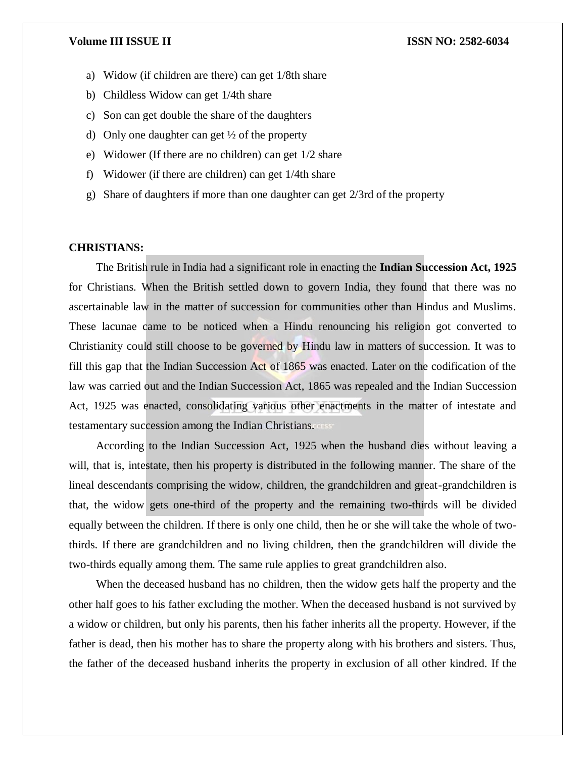a) Widow (if children are there) can get 1/8th share
b) Childless Widow can get 1/4th share
c) Son can get double the share of the daughters
d) Only one daughter can get ½ of the property
e) Widower (If there are no children) can get 1/2 share
f) Widower (if there are children) can get 1/4th share
g) Share of daughters if more than one daughter can get 2/3rd of the property

**CHRISTIANS:**

The British rule in India had a significant role in enacting the **Indian Succession Act, 1925** for Christians. When the British settled down to govern India, they found that there was no ascertainable law in the matter of succession for communities other than Hindus and Muslims. These lacunae came to be noticed when a Hindu renouncing his religion got converted to Christianity could still choose to be governed by Hindu law in matters of succession. It was to fill this gap that the Indian Succession Act of 1865 was enacted. Later on the codification of the law was carried out and the Indian Succession Act, 1865 was repealed and the Indian Succession Act, 1925 was enacted, consolidating various other enactments in the matter of intestate and testamentary succession among the Indian Christians.

According to the Indian Succession Act, 1925 when the husband dies without leaving a will, that is, intestate, then his property is distributed in the following manner. The share of the lineal descendants comprising the widow, children, the grandchildren and great-grandchildren is that, the widow gets one-third of the property and the remaining two-thirds will be divided equally between the children. If there is only one child, then he or she will take the whole of two-thirds. If there are grandchildren and no living children, then the grandchildren will divide the two-thirds equally among them. The same rule applies to great grandchildren also.

When the deceased husband has no children, then the widow gets half the property and the other half goes to his father excluding the mother. When the deceased husband is not survived by a widow or children, but only his parents, then his father inherits all the property. However, if the father is dead, then his mother has to share the property along with his brothers and sisters. Thus, the father of the deceased husband inherits the property in exclusion of all other kindred. If the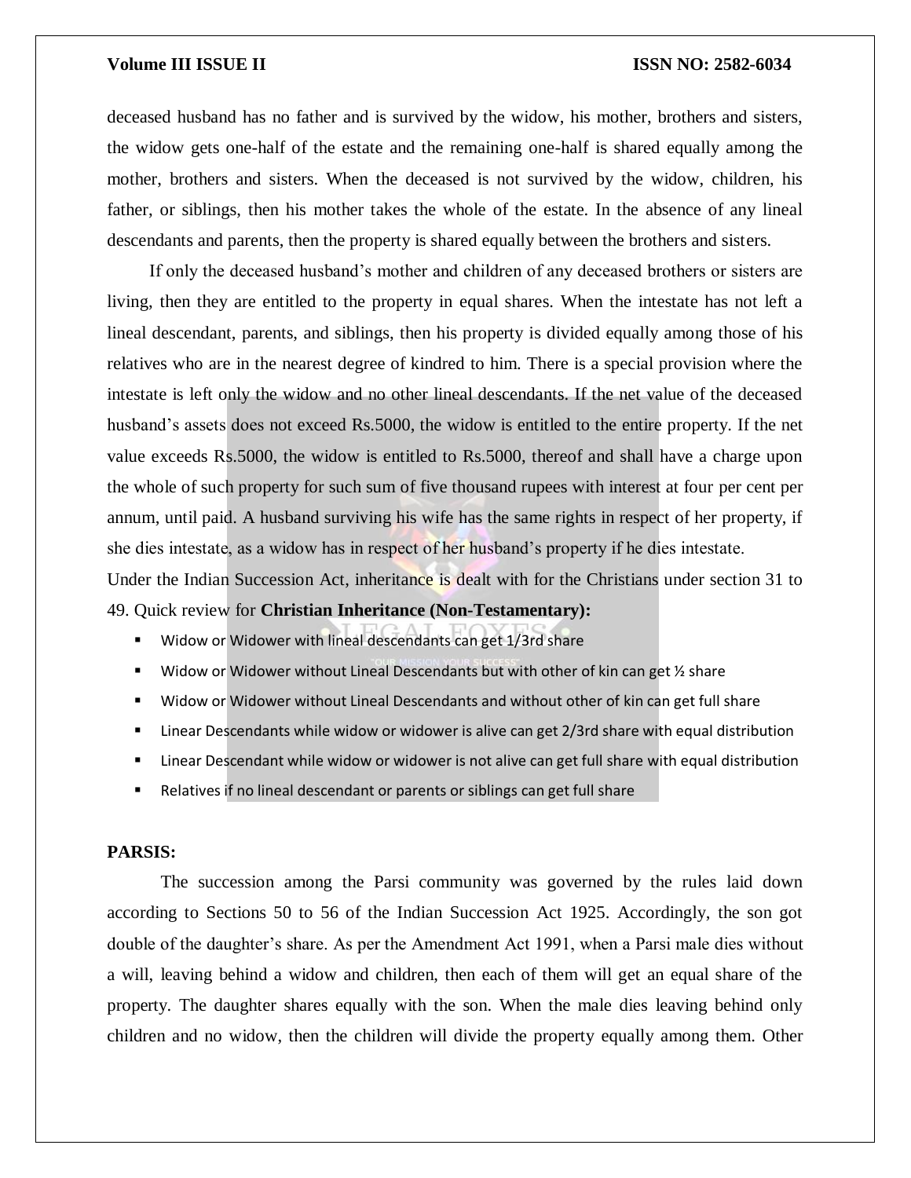deceased husband has no father and is survived by the widow, his mother, brothers and sisters, the widow gets one-half of the estate and the remaining one-half is shared equally among the mother, brothers and sisters. When the deceased is not survived by the widow, children, his father, or siblings, then his mother takes the whole of the estate. In the absence of any lineal descendants and parents, then the property is shared equally between the brothers and sisters.

If only the deceased husband's mother and children of any deceased brothers or sisters are living, then they are entitled to the property in equal shares. When the intestate has not left a lineal descendant, parents, and siblings, then his property is divided equally among those of his relatives who are in the nearest degree of kindred to him. There is a special provision where the intestate is left only the widow and no other lineal descendants. If the net value of the deceased husband's assets does not exceed Rs.5000, the widow is entitled to the entire property. If the net value exceeds Rs.5000, the widow is entitled to Rs.5000, thereof and shall have a charge upon the whole of such property for such sum of five thousand rupees with interest at four per cent per annum, until paid. A husband surviving his wife has the same rights in respect of her property, if she dies intestate, as a widow has in respect of her husband's property if he dies intestate.

Under the Indian Succession Act, inheritance is dealt with for the Christians under section 31 to 49. Quick review for **Christian Inheritance (Non-Testamentary):**

- Widow or Widower with lineal descendants can get 1/3rd share
- Widow or Widower without Lineal Descendants but with other of kin can get ½ share
- Widow or Widower without Lineal Descendants and without other of kin can get full share
- Linear Descendants while widow or widower is alive can get 2/3rd share with equal distribution
- Linear Descendant while widow or widower is not alive can get full share with equal distribution
- Relatives if no lineal descendant or parents or siblings can get full share

**PARSIS:**

The succession among the Parsi community was governed by the rules laid down according to Sections 50 to 56 of the Indian Succession Act 1925. Accordingly, the son got double of the daughter's share. As per the Amendment Act 1991, when a Parsi male dies without a will, leaving behind a widow and children, then each of them will get an equal share of the property. The daughter shares equally with the son. When the male dies leaving behind only children and no widow, then the children will divide the property equally among them. Other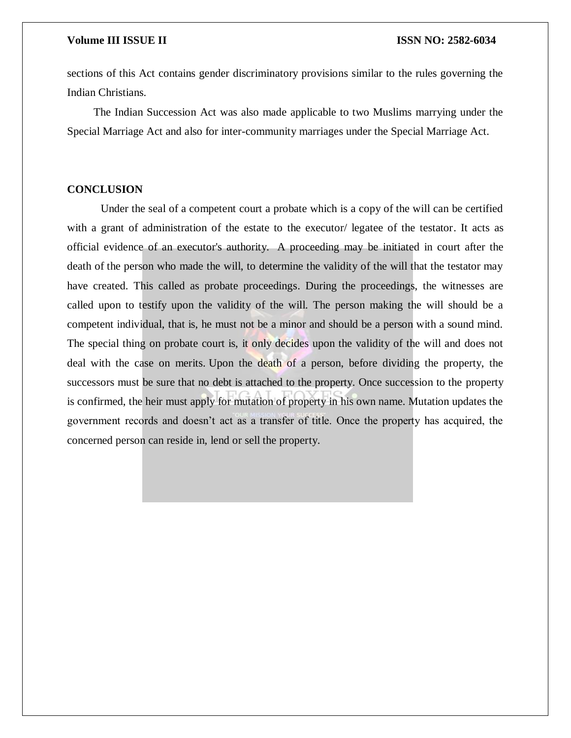sections of this Act contains gender discriminatory provisions similar to the rules governing the Indian Christians.

The Indian Succession Act was also made applicable to two Muslims marrying under the Special Marriage Act and also for inter-community marriages under the Special Marriage Act.

## CONCLUSION

Under the seal of a competent court a probate which is a copy of the will can be certified with a grant of administration of the estate to the executor/ legatee of the testator. It acts as official evidence of an executor's authority. A proceeding may be initiated in court after the death of the person who made the will, to determine the validity of the will that the testator may have created. This called as probate proceedings. During the proceedings, the witnesses are called upon to testify upon the validity of the will. The person making the will should be a competent individual, that is, he must not be a minor and should be a person with a sound mind. The special thing on probate court is, it only decides upon the validity of the will and does not deal with the case on merits. Upon the death of a person, before dividing the property, the successors must be sure that no debt is attached to the property. Once succession to the property is confirmed, the heir must apply for mutation of property in his own name. Mutation updates the government records and doesn't act as a transfer of title. Once the property has acquired, the concerned person can reside in, lend or sell the property.